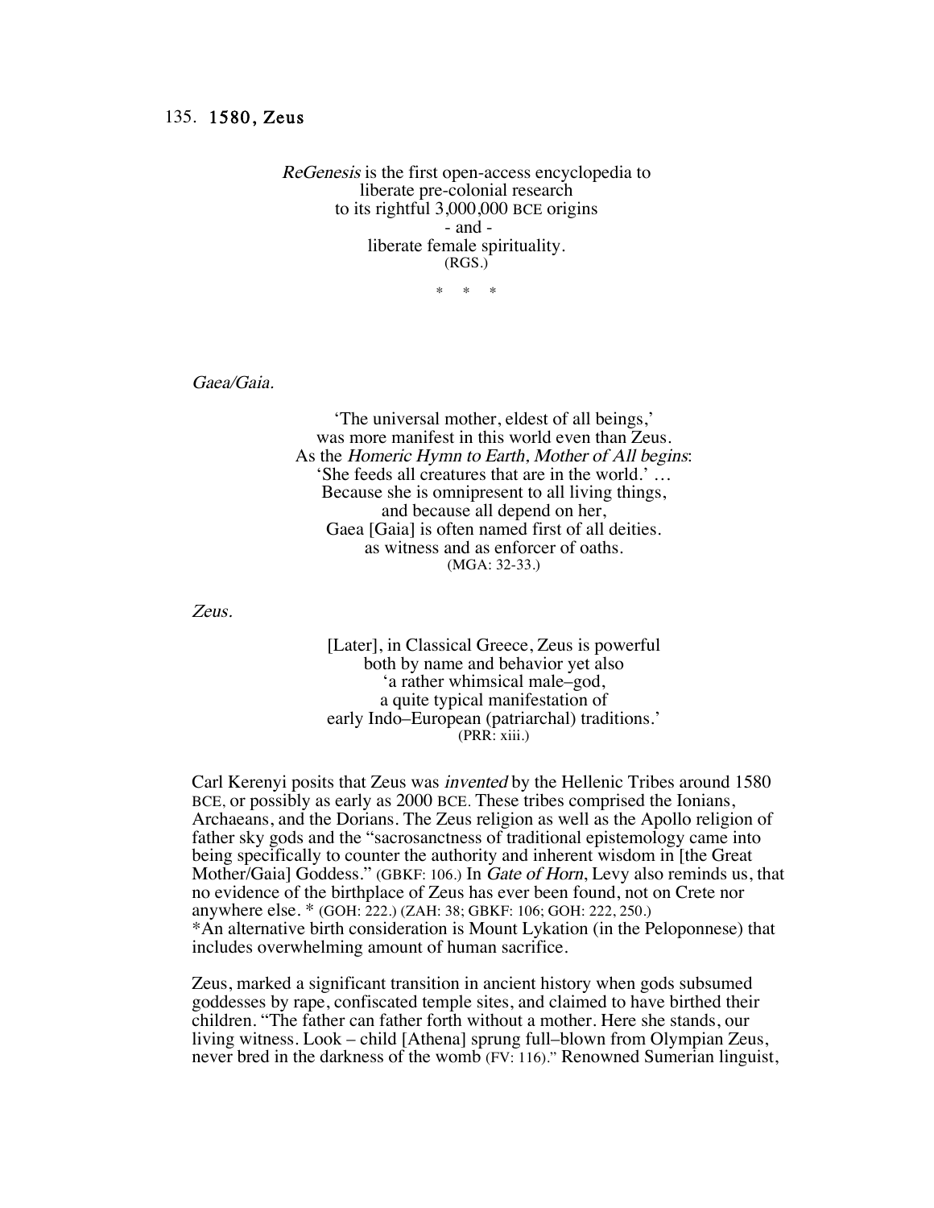# 135. 1580, Zeus

*ReGenesis* is the first open-access encyclopedia to
liberate pre-colonial research
to its rightful 3,000,000 BCE origins
- and -
liberate female spirituality.
(RGS.)

\* \* \*

*Gaea/Gaia.*

'The universal mother, eldest of all beings,'
was more manifest in this world even than Zeus.
As the *Homeric Hymn to Earth, Mother of All begins*:
'She feeds all creatures that are in the world.' …
Because she is omnipresent to all living things,
and because all depend on her,
Gaea [Gaia] is often named first of all deities.
as witness and as enforcer of oaths.
(MGA: 32-33.)

*Zeus.*

[Later], in Classical Greece, Zeus is powerful
both by name and behavior yet also
'a rather whimsical male–god,
a quite typical manifestation of
early Indo–European (patriarchal) traditions.'
(PRR: xiii.)

Carl Kerenyi posits that Zeus was *invented* by the Hellenic Tribes around 1580 BCE, or possibly as early as 2000 BCE. These tribes comprised the Ionians, Archaeans, and the Dorians. The Zeus religion as well as the Apollo religion of father sky gods and the "sacrosanctness of traditional epistemology came into being specifically to counter the authority and inherent wisdom in [the Great Mother/Gaia] Goddess." (GBKF: 106.) In *Gate of Horn*, Levy also reminds us, that no evidence of the birthplace of Zeus has ever been found, not on Crete nor anywhere else. * (GOH: 222.) (ZAH: 38; GBKF: 106; GOH: 222, 250.)
*An alternative birth consideration is Mount Lykation (in the Peloponnese) that includes overwhelming amount of human sacrifice.

Zeus, marked a significant transition in ancient history when gods subsumed goddesses by rape, confiscated temple sites, and claimed to have birthed their children. "The father can father forth without a mother. Here she stands, our living witness. Look – child [Athena] sprung full–blown from Olympian Zeus, never bred in the darkness of the womb (FV: 116)." Renowned Sumerian linguist,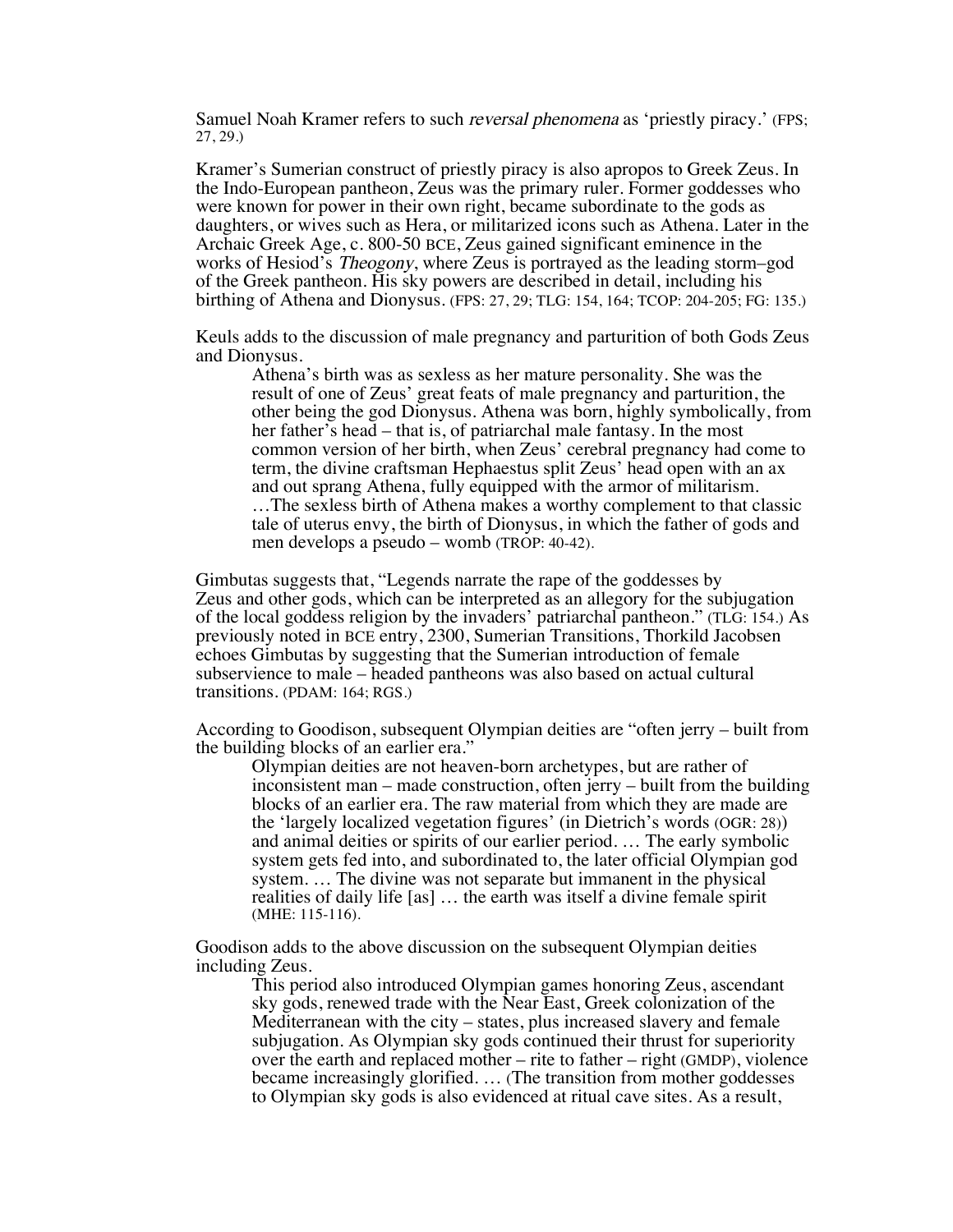Samuel Noah Kramer refers to such *reversal phenomena* as 'priestly piracy.' (FPS; 27, 29.)

Kramer's Sumerian construct of priestly piracy is also apropos to Greek Zeus. In the Indo-European pantheon, Zeus was the primary ruler. Former goddesses who were known for power in their own right, became subordinate to the gods as daughters, or wives such as Hera, or militarized icons such as Athena. Later in the Archaic Greek Age, c. 800-50 BCE, Zeus gained significant eminence in the works of Hesiod's *Theogony*, where Zeus is portrayed as the leading storm–god of the Greek pantheon. His sky powers are described in detail, including his birthing of Athena and Dionysus. (FPS: 27, 29; TLG: 154, 164; TCOP: 204-205; FG: 135.)

Keuls adds to the discussion of male pregnancy and parturition of both Gods Zeus and Dionysus.

> Athena's birth was as sexless as her mature personality. She was the result of one of Zeus' great feats of male pregnancy and parturition, the other being the god Dionysus. Athena was born, highly symbolically, from her father's head – that is, of patriarchal male fantasy. In the most common version of her birth, when Zeus' cerebral pregnancy had come to term, the divine craftsman Hephaestus split Zeus' head open with an ax and out sprang Athena, fully equipped with the armor of militarism. …The sexless birth of Athena makes a worthy complement to that classic tale of uterus envy, the birth of Dionysus, in which the father of gods and men develops a pseudo – womb (TROP: 40-42).

Gimbutas suggests that, "Legends narrate the rape of the goddesses by Zeus and other gods, which can be interpreted as an allegory for the subjugation of the local goddess religion by the invaders' patriarchal pantheon." (TLG: 154.) As previously noted in BCE entry, 2300, Sumerian Transitions, Thorkild Jacobsen echoes Gimbutas by suggesting that the Sumerian introduction of female subservience to male – headed pantheons was also based on actual cultural transitions. (PDAM: 164; RGS.)

According to Goodison, subsequent Olympian deities are "often jerry – built from the building blocks of an earlier era."

> Olympian deities are not heaven-born archetypes, but are rather of inconsistent man – made construction, often jerry – built from the building blocks of an earlier era. The raw material from which they are made are the 'largely localized vegetation figures' (in Dietrich's words (OGR: 28)) and animal deities or spirits of our earlier period. … The early symbolic system gets fed into, and subordinated to, the later official Olympian god system. … The divine was not separate but immanent in the physical realities of daily life [as] … the earth was itself a divine female spirit (MHE: 115-116).

Goodison adds to the above discussion on the subsequent Olympian deities including Zeus.

> This period also introduced Olympian games honoring Zeus, ascendant sky gods, renewed trade with the Near East, Greek colonization of the Mediterranean with the city – states, plus increased slavery and female subjugation. As Olympian sky gods continued their thrust for superiority over the earth and replaced mother – rite to father – right (GMDP), violence became increasingly glorified. … (The transition from mother goddesses to Olympian sky gods is also evidenced at ritual cave sites. As a result,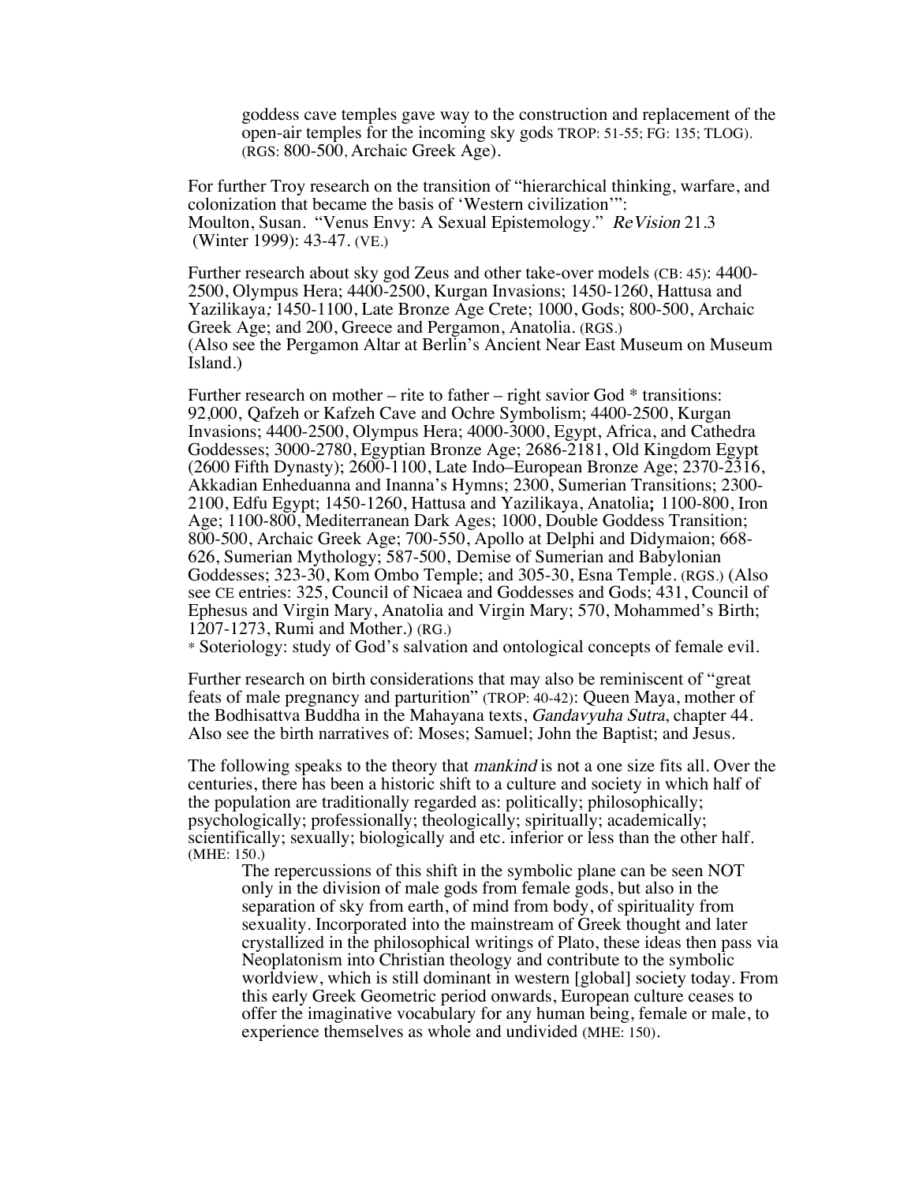> goddess cave temples gave way to the construction and replacement of the open-air temples for the incoming sky gods TROP: 51-55; FG: 135; TLOG). (RGS: 800-500, Archaic Greek Age).

For further Troy research on the transition of "hierarchical thinking, warfare, and colonization that became the basis of 'Western civilization'":
Moulton, Susan. "Venus Envy: A Sexual Epistemology." *ReVision* 21.3 (Winter 1999): 43-47. (VE.)

Further research about sky god Zeus and other take-over models (CB: 45): 4400-2500, Olympus Hera; 4400-2500, Kurgan Invasions; 1450-1260, Hattusa and Yazilikaya; 1450-1100, Late Bronze Age Crete; 1000, Gods; 800-500, Archaic Greek Age; and 200, Greece and Pergamon, Anatolia. (RGS.)
(Also see the Pergamon Altar at Berlin's Ancient Near East Museum on Museum Island.)

Further research on mother – rite to father – right savior God * transitions: 92,000, Qafzeh or Kafzeh Cave and Ochre Symbolism; 4400-2500, Kurgan Invasions; 4400-2500, Olympus Hera; 4000-3000, Egypt, Africa, and Cathedra Goddesses; 3000-2780, Egyptian Bronze Age; 2686-2181, Old Kingdom Egypt (2600 Fifth Dynasty); 2600-1100, Late Indo–European Bronze Age; 2370-2316, Akkadian Enheduanna and Inanna's Hymns; 2300, Sumerian Transitions; 2300-2100, Edfu Egypt; 1450-1260, Hattusa and Yazilikaya, Anatolia; 1100-800, Iron Age; 1100-800, Mediterranean Dark Ages; 1000, Double Goddess Transition; 800-500, Archaic Greek Age; 700-550, Apollo at Delphi and Didymaion; 668-626, Sumerian Mythology; 587-500, Demise of Sumerian and Babylonian Goddesses; 323-30, Kom Ombo Temple; and 305-30, Esna Temple. (RGS.) (Also see CE entries: 325, Council of Nicaea and Goddesses and Gods; 431, Council of Ephesus and Virgin Mary, Anatolia and Virgin Mary; 570, Mohammed's Birth; 1207-1273, Rumi and Mother.) (RG.)
\* Soteriology: study of God's salvation and ontological concepts of female evil.

Further research on birth considerations that may also be reminiscent of "great feats of male pregnancy and parturition" (TROP: 40-42): Queen Maya, mother of the Bodhisattva Buddha in the Mahayana texts, *Gandavyuha Sutra*, chapter 44. Also see the birth narratives of: Moses; Samuel; John the Baptist; and Jesus.

The following speaks to the theory that *mankind* is not a one size fits all. Over the centuries, there has been a historic shift to a culture and society in which half of the population are traditionally regarded as: politically; philosophically; psychologically; professionally; theologically; spiritually; academically; scientifically; sexually; biologically and etc. inferior or less than the other half. (MHE: 150.)

> The repercussions of this shift in the symbolic plane can be seen NOT only in the division of male gods from female gods, but also in the separation of sky from earth, of mind from body, of spirituality from sexuality. Incorporated into the mainstream of Greek thought and later crystallized in the philosophical writings of Plato, these ideas then pass via Neoplatonism into Christian theology and contribute to the symbolic worldview, which is still dominant in western [global] society today. From this early Greek Geometric period onwards, European culture ceases to offer the imaginative vocabulary for any human being, female or male, to experience themselves as whole and undivided (MHE: 150).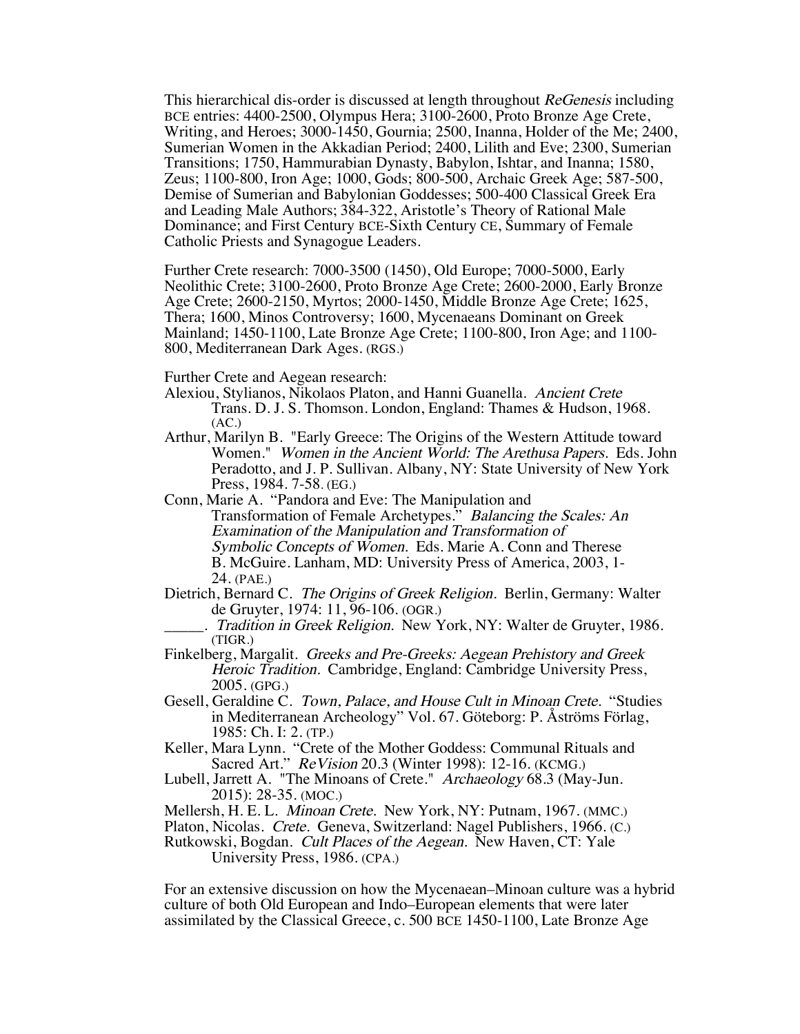This hierarchical dis-order is discussed at length throughout *ReGenesis* including BCE entries: 4400-2500, Olympus Hera; 3100-2600, Proto Bronze Age Crete, Writing, and Heroes; 3000-1450, Gournia; 2500, Inanna, Holder of the Me; 2400, Sumerian Women in the Akkadian Period; 2400, Lilith and Eve; 2300, Sumerian Transitions; 1750, Hammurabian Dynasty, Babylon, Ishtar, and Inanna; 1580, Zeus; 1100-800, Iron Age; 1000, Gods; 800-500, Archaic Greek Age; 587-500, Demise of Sumerian and Babylonian Goddesses; 500-400 Classical Greek Era and Leading Male Authors; 384-322, Aristotle's Theory of Rational Male Dominance; and First Century BCE-Sixth Century CE, Summary of Female Catholic Priests and Synagogue Leaders.

Further Crete research: 7000-3500 (1450), Old Europe; 7000-5000, Early Neolithic Crete; 3100-2600, Proto Bronze Age Crete; 2600-2000, Early Bronze Age Crete; 2600-2150, Myrtos; 2000-1450, Middle Bronze Age Crete; 1625, Thera; 1600, Minos Controversy; 1600, Mycenaeans Dominant on Greek Mainland; 1450-1100, Late Bronze Age Crete; 1100-800, Iron Age; and 1100-800, Mediterranean Dark Ages. (RGS.)

Further Crete and Aegean research:

Alexiou, Stylianos, Nikolaos Platon, and Hanni Guanella. *Ancient Crete* Trans. D. J. S. Thomson. London, England: Thames & Hudson, 1968. (AC.)

Arthur, Marilyn B. "Early Greece: The Origins of the Western Attitude toward Women." *Women in the Ancient World: The Arethusa Papers.* Eds. John Peradotto, and J. P. Sullivan. Albany, NY: State University of New York Press, 1984. 7-58. (EG.)

Conn, Marie A. "Pandora and Eve: The Manipulation and Transformation of Female Archetypes." *Balancing the Scales: An Examination of the Manipulation and Transformation of Symbolic Concepts of Women.* Eds. Marie A. Conn and Therese B. McGuire. Lanham, MD: University Press of America, 2003, 1-24. (PAE.)

Dietrich, Bernard C. *The Origins of Greek Religion.* Berlin, Germany: Walter de Gruyter, 1974: 11, 96-106. (OGR.)

_____. *Tradition in Greek Religion.* New York, NY: Walter de Gruyter, 1986. (TIGR.)

Finkelberg, Margalit. *Greeks and Pre-Greeks: Aegean Prehistory and Greek Heroic Tradition.* Cambridge, England: Cambridge University Press, 2005. (GPG.)

Gesell, Geraldine C. *Town, Palace, and House Cult in Minoan Crete.* "Studies in Mediterranean Archeology" Vol. 67. Göteborg: P. Åströms Förlag, 1985: Ch. I: 2. (TP.)

Keller, Mara Lynn. "Crete of the Mother Goddess: Communal Rituals and Sacred Art." *ReVision* 20.3 (Winter 1998): 12-16. (KCMG.)

Lubell, Jarrett A. "The Minoans of Crete." *Archaeology* 68.3 (May-Jun. 2015): 28-35. (MOC.)

Mellersh, H. E. L. *Minoan Crete.* New York, NY: Putnam, 1967. (MMC.)

Platon, Nicolas. *Crete.* Geneva, Switzerland: Nagel Publishers, 1966. (C.)

Rutkowski, Bogdan. *Cult Places of the Aegean.* New Haven, CT: Yale University Press, 1986. (CPA.)

For an extensive discussion on how the Mycenaean–Minoan culture was a hybrid culture of both Old European and Indo–European elements that were later assimilated by the Classical Greece, c. 500 BCE 1450-1100, Late Bronze Age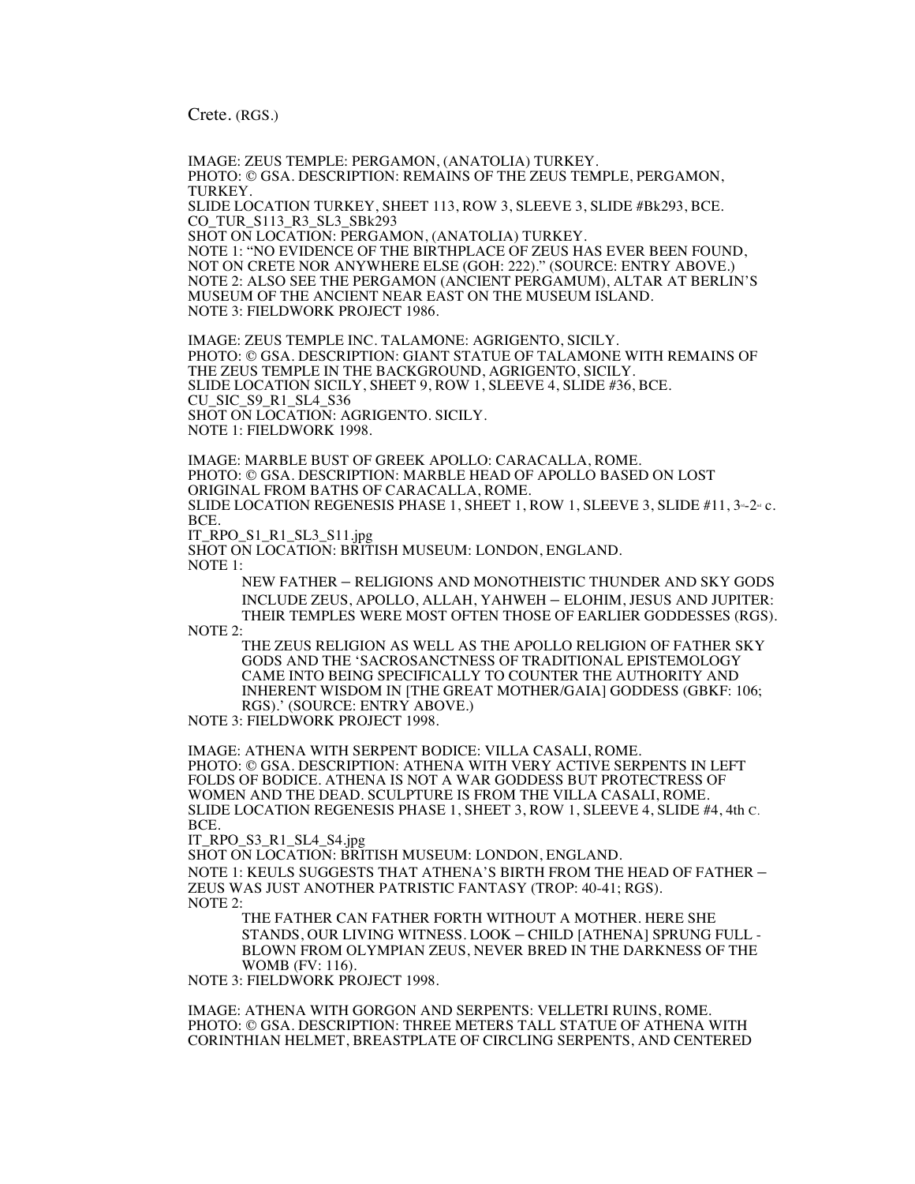Crete. (RGS.)

IMAGE: ZEUS TEMPLE: PERGAMON, (ANATOLIA) TURKEY.
PHOTO: © GSA. DESCRIPTION: REMAINS OF THE ZEUS TEMPLE, PERGAMON, TURKEY.
SLIDE LOCATION TURKEY, SHEET 113, ROW 3, SLEEVE 3, SLIDE #Bk293, BCE.
CO_TUR_S113_R3_SL3_SBk293
SHOT ON LOCATION: PERGAMON, (ANATOLIA) TURKEY.
NOTE 1: "NO EVIDENCE OF THE BIRTHPLACE OF ZEUS HAS EVER BEEN FOUND, NOT ON CRETE NOR ANYWHERE ELSE (GOH: 222)." (SOURCE: ENTRY ABOVE.)
NOTE 2: ALSO SEE THE PERGAMON (ANCIENT PERGAMUM), ALTAR AT BERLIN'S MUSEUM OF THE ANCIENT NEAR EAST ON THE MUSEUM ISLAND.
NOTE 3: FIELDWORK PROJECT 1986.

IMAGE: ZEUS TEMPLE INC. TALAMONE: AGRIGENTO, SICILY.
PHOTO: © GSA. DESCRIPTION: GIANT STATUE OF TALAMONE WITH REMAINS OF THE ZEUS TEMPLE IN THE BACKGROUND, AGRIGENTO, SICILY.
SLIDE LOCATION SICILY, SHEET 9, ROW 1, SLEEVE 4, SLIDE #36, BCE.
CU_SIC_S9_R1_SL4_S36
SHOT ON LOCATION: AGRIGENTO. SICILY.
NOTE 1: FIELDWORK 1998.

IMAGE: MARBLE BUST OF GREEK APOLLO: CARACALLA, ROME.
PHOTO: © GSA. DESCRIPTION: MARBLE HEAD OF APOLLO BASED ON LOST ORIGINAL FROM BATHS OF CARACALLA, ROME.
SLIDE LOCATION REGENESIS PHASE 1, SHEET 1, ROW 1, SLEEVE 3, SLIDE #11, 3rd-2nd c. BCE.
IT_RPO_S1_R1_SL3_S11.jpg
SHOT ON LOCATION: BRITISH MUSEUM: LONDON, ENGLAND.
NOTE 1:

> NEW FATHER – RELIGIONS AND MONOTHEISTIC THUNDER AND SKY GODS INCLUDE ZEUS, APOLLO, ALLAH, YAHWEH – ELOHIM, JESUS AND JUPITER: THEIR TEMPLES WERE MOST OFTEN THOSE OF EARLIER GODDESSES (RGS).

NOTE 2:

> THE ZEUS RELIGION AS WELL AS THE APOLLO RELIGION OF FATHER SKY GODS AND THE 'SACROSANCTNESS OF TRADITIONAL EPISTEMOLOGY CAME INTO BEING SPECIFICALLY TO COUNTER THE AUTHORITY AND INHERENT WISDOM IN [THE GREAT MOTHER/GAIA] GODDESS (GBKF: 106; RGS).' (SOURCE: ENTRY ABOVE.)

NOTE 3: FIELDWORK PROJECT 1998.

IMAGE: ATHENA WITH SERPENT BODICE: VILLA CASALI, ROME.
PHOTO: © GSA. DESCRIPTION: ATHENA WITH VERY ACTIVE SERPENTS IN LEFT FOLDS OF BODICE. ATHENA IS NOT A WAR GODDESS BUT PROTECTRESS OF WOMEN AND THE DEAD. SCULPTURE IS FROM THE VILLA CASALI, ROME.
SLIDE LOCATION REGENESIS PHASE 1, SHEET 3, ROW 1, SLEEVE 4, SLIDE #4, 4th C. BCE.
IT_RPO_S3_R1_SL4_S4.jpg
SHOT ON LOCATION: BRITISH MUSEUM: LONDON, ENGLAND.
NOTE 1: KEULS SUGGESTS THAT ATHENA'S BIRTH FROM THE HEAD OF FATHER – ZEUS WAS JUST ANOTHER PATRISTIC FANTASY (TROP: 40-41; RGS).
NOTE 2:

> THE FATHER CAN FATHER FORTH WITHOUT A MOTHER. HERE SHE STANDS, OUR LIVING WITNESS. LOOK – CHILD [ATHENA] SPRUNG FULL - BLOWN FROM OLYMPIAN ZEUS, NEVER BRED IN THE DARKNESS OF THE WOMB (FV: 116).

NOTE 3: FIELDWORK PROJECT 1998.

IMAGE: ATHENA WITH GORGON AND SERPENTS: VELLETRI RUINS, ROME.
PHOTO: © GSA. DESCRIPTION: THREE METERS TALL STATUE OF ATHENA WITH CORINTHIAN HELMET, BREASTPLATE OF CIRCLING SERPENTS, AND CENTERED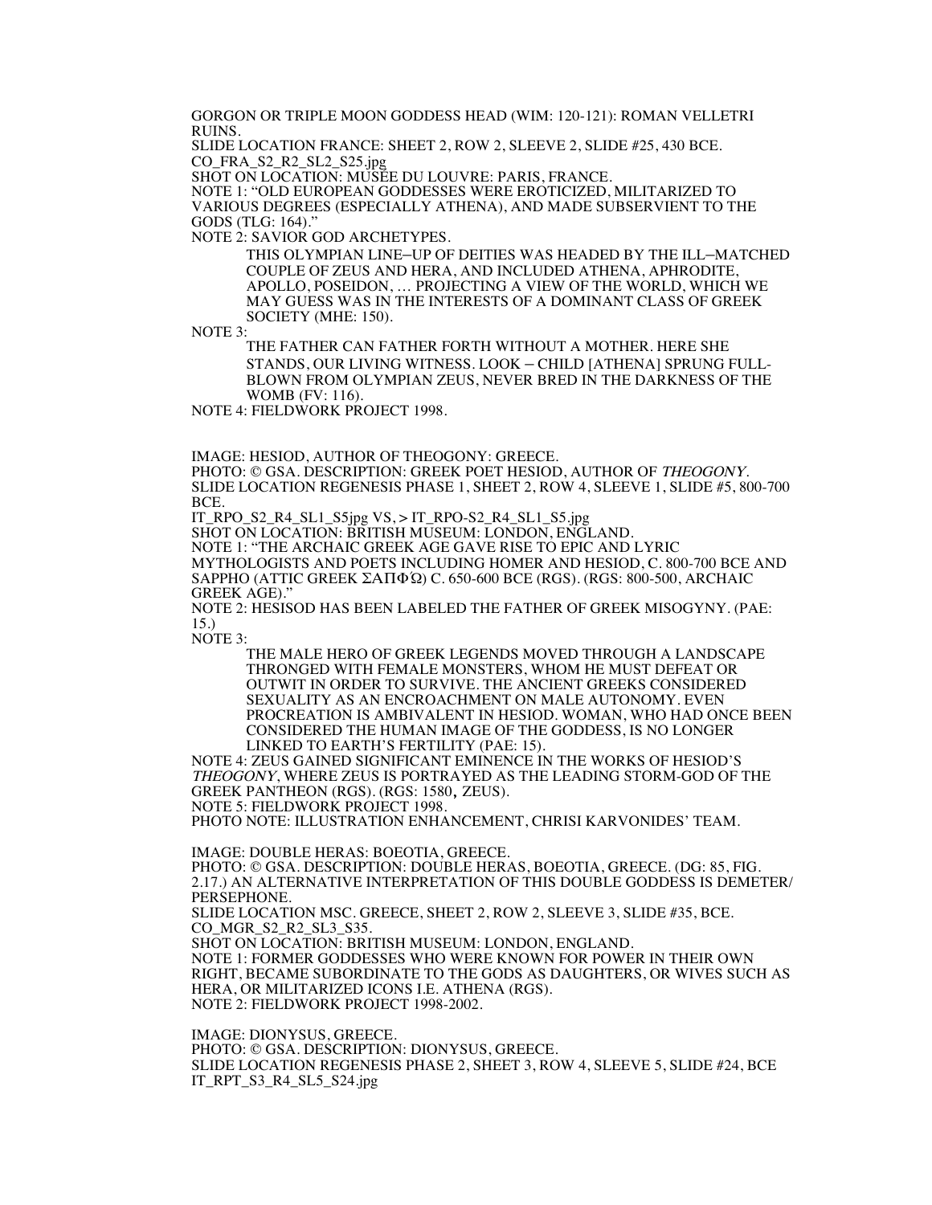GORGON OR TRIPLE MOON GODDESS HEAD (WIM: 120-121): ROMAN VELLETRI RUINS.
SLIDE LOCATION FRANCE: SHEET 2, ROW 2, SLEEVE 2, SLIDE #25, 430 BCE.
CO_FRA_S2_R2_SL2_S25.jpg
SHOT ON LOCATION: MUSÉE DU LOUVRE: PARIS, FRANCE.
NOTE 1: "OLD EUROPEAN GODDESSES WERE EROTICIZED, MILITARIZED TO VARIOUS DEGREES (ESPECIALLY ATHENA), AND MADE SUBSERVIENT TO THE GODS (TLG: 164)."
NOTE 2: SAVIOR GOD ARCHETYPES.

> THIS OLYMPIAN LINE–UP OF DEITIES WAS HEADED BY THE ILL–MATCHED COUPLE OF ZEUS AND HERA, AND INCLUDED ATHENA, APHRODITE, APOLLO, POSEIDON, … PROJECTING A VIEW OF THE WORLD, WHICH WE MAY GUESS WAS IN THE INTERESTS OF A DOMINANT CLASS OF GREEK SOCIETY (MHE: 150).

NOTE 3:

> THE FATHER CAN FATHER FORTH WITHOUT A MOTHER. HERE SHE STANDS, OUR LIVING WITNESS. LOOK – CHILD [ATHENA] SPRUNG FULL-BLOWN FROM OLYMPIAN ZEUS, NEVER BRED IN THE DARKNESS OF THE WOMB (FV: 116).

NOTE 4: FIELDWORK PROJECT 1998.

IMAGE: HESIOD, AUTHOR OF THEOGONY: GREECE.
PHOTO: © GSA. DESCRIPTION: GREEK POET HESIOD, AUTHOR OF *THEOGONY*.
SLIDE LOCATION REGENESIS PHASE 1, SHEET 2, ROW 4, SLEEVE 1, SLIDE #5, 800-700 BCE.
IT_RPO_S2_R4_SL1_S5jpg VS, > IT_RPO-S2_R4_SL1_S5.jpg
SHOT ON LOCATION: BRITISH MUSEUM: LONDON, ENGLAND.
NOTE 1: "THE ARCHAIC GREEK AGE GAVE RISE TO EPIC AND LYRIC MYTHOLOGISTS AND POETS INCLUDING HOMER AND HESIOD, C. 800-700 BCE AND SAPPHO (ATTIC GREEK ΣΑΠΦΏ) C. 650-600 BCE (RGS). (RGS: 800-500, ARCHAIC GREEK AGE)."
NOTE 2: HESISOD HAS BEEN LABELED THE FATHER OF GREEK MISOGYNY. (PAE: 15.)
NOTE 3:

> THE MALE HERO OF GREEK LEGENDS MOVED THROUGH A LANDSCAPE THRONGED WITH FEMALE MONSTERS, WHOM HE MUST DEFEAT OR OUTWIT IN ORDER TO SURVIVE. THE ANCIENT GREEKS CONSIDERED SEXUALITY AS AN ENCROACHMENT ON MALE AUTONOMY. EVEN PROCREATION IS AMBIVALENT IN HESIOD. WOMAN, WHO HAD ONCE BEEN CONSIDERED THE HUMAN IMAGE OF THE GODDESS, IS NO LONGER LINKED TO EARTH'S FERTILITY (PAE: 15).

NOTE 4: ZEUS GAINED SIGNIFICANT EMINENCE IN THE WORKS OF HESIOD'S *THEOGONY*, WHERE ZEUS IS PORTRAYED AS THE LEADING STORM-GOD OF THE GREEK PANTHEON (RGS). (RGS: 1580**,** ZEUS).
NOTE 5: FIELDWORK PROJECT 1998.
PHOTO NOTE: ILLUSTRATION ENHANCEMENT, CHRISI KARVONIDES' TEAM.

IMAGE: DOUBLE HERAS: BOEOTIA, GREECE.
PHOTO: © GSA. DESCRIPTION: DOUBLE HERAS, BOEOTIA, GREECE. (DG: 85, FIG. 2.17.) AN ALTERNATIVE INTERPRETATION OF THIS DOUBLE GODDESS IS DEMETER/ PERSEPHONE.
SLIDE LOCATION MSC. GREECE, SHEET 2, ROW 2, SLEEVE 3, SLIDE #35, BCE.
CO_MGR_S2_R2_SL3_S35.
SHOT ON LOCATION: BRITISH MUSEUM: LONDON, ENGLAND.
NOTE 1: FORMER GODDESSES WHO WERE KNOWN FOR POWER IN THEIR OWN RIGHT, BECAME SUBORDINATE TO THE GODS AS DAUGHTERS, OR WIVES SUCH AS HERA, OR MILITARIZED ICONS I.E. ATHENA (RGS).
NOTE 2: FIELDWORK PROJECT 1998-2002.

IMAGE: DIONYSUS, GREECE.
PHOTO: © GSA. DESCRIPTION: DIONYSUS, GREECE.
SLIDE LOCATION REGENESIS PHASE 2, SHEET 3, ROW 4, SLEEVE 5, SLIDE #24, BCE
IT_RPT_S3_R4_SL5_S24.jpg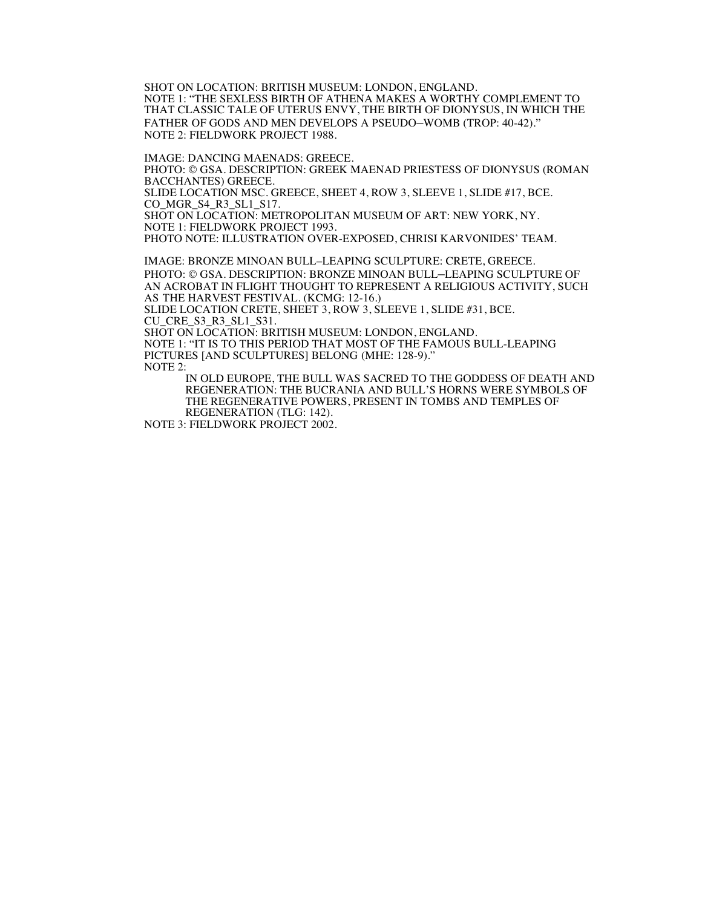SHOT ON LOCATION: BRITISH MUSEUM: LONDON, ENGLAND.
NOTE 1: "THE SEXLESS BIRTH OF ATHENA MAKES A WORTHY COMPLEMENT TO THAT CLASSIC TALE OF UTERUS ENVY, THE BIRTH OF DIONYSUS, IN WHICH THE FATHER OF GODS AND MEN DEVELOPS A PSEUDO–WOMB (TROP: 40-42)."
NOTE 2: FIELDWORK PROJECT 1988.

IMAGE: DANCING MAENADS: GREECE.
PHOTO: © GSA. DESCRIPTION: GREEK MAENAD PRIESTESS OF DIONYSUS (ROMAN BACCHANTES) GREECE.
SLIDE LOCATION MSC. GREECE, SHEET 4, ROW 3, SLEEVE 1, SLIDE #17, BCE.
CO_MGR_S4_R3_SL1_S17.
SHOT ON LOCATION: METROPOLITAN MUSEUM OF ART: NEW YORK, NY.
NOTE 1: FIELDWORK PROJECT 1993.
PHOTO NOTE: ILLUSTRATION OVER-EXPOSED, CHRISI KARVONIDES' TEAM.

IMAGE: BRONZE MINOAN BULL–LEAPING SCULPTURE: CRETE, GREECE.
PHOTO: © GSA. DESCRIPTION: BRONZE MINOAN BULL–LEAPING SCULPTURE OF AN ACROBAT IN FLIGHT THOUGHT TO REPRESENT A RELIGIOUS ACTIVITY, SUCH AS THE HARVEST FESTIVAL. (KCMG: 12-16.)
SLIDE LOCATION CRETE, SHEET 3, ROW 3, SLEEVE 1, SLIDE #31, BCE.
CU_CRE_S3_R3_SL1_S31.
SHOT ON LOCATION: BRITISH MUSEUM: LONDON, ENGLAND.
NOTE 1: "IT IS TO THIS PERIOD THAT MOST OF THE FAMOUS BULL-LEAPING PICTURES [AND SCULPTURES] BELONG (MHE: 128-9)."
NOTE 2:

> IN OLD EUROPE, THE BULL WAS SACRED TO THE GODDESS OF DEATH AND REGENERATION: THE BUCRANIA AND BULL'S HORNS WERE SYMBOLS OF THE REGENERATIVE POWERS, PRESENT IN TOMBS AND TEMPLES OF REGENERATION (TLG: 142).

NOTE 3: FIELDWORK PROJECT 2002.